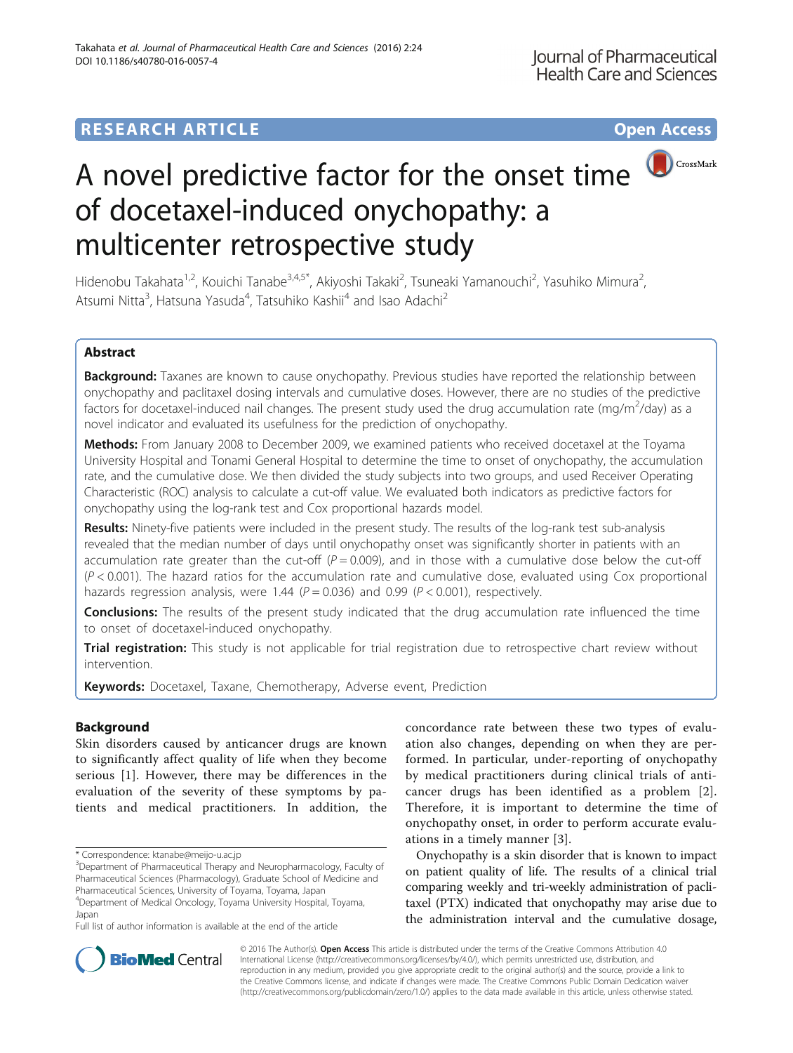RESEARCH ARTICLE

Open Access

# A novel predictive factor for the onset time of docetaxel-induced onychopathy: a multicenter retrospective study

Hidenobu Takahata[1,2], Kouichi Tanabe[3,4,5*], Akiyoshi Takaki[2], Tsuneaki Yamanouchi[2], Yasuhiko Mimura[2], Atsumi Nitta[3], Hatsuna Yasuda[4], Tatsuhiko Kashii[4] and Isao Adachi[2]

## Abstract

**Background:** Taxanes are known to cause onychopathy. Previous studies have reported the relationship between onychopathy and paclitaxel dosing intervals and cumulative doses. However, there are no studies of the predictive factors for docetaxel-induced nail changes. The present study used the drug accumulation rate (mg/m$^2$/day) as a novel indicator and evaluated its usefulness for the prediction of onychopathy.

**Methods:** From January 2008 to December 2009, we examined patients who received docetaxel at the Toyama University Hospital and Tonami General Hospital to determine the time to onset of onychopathy, the accumulation rate, and the cumulative dose. We then divided the study subjects into two groups, and used Receiver Operating Characteristic (ROC) analysis to calculate a cut-off value. We evaluated both indicators as predictive factors for onychopathy using the log-rank test and Cox proportional hazards model.

**Results:** Ninety-five patients were included in the present study. The results of the log-rank test sub-analysis revealed that the median number of days until onychopathy onset was significantly shorter in patients with an accumulation rate greater than the cut-off ($P = 0.009$), and in those with a cumulative dose below the cut-off ($P < 0.001$). The hazard ratios for the accumulation rate and cumulative dose, evaluated using Cox proportional hazards regression analysis, were 1.44 ($P = 0.036$) and 0.99 ($P < 0.001$), respectively.

**Conclusions:** The results of the present study indicated that the drug accumulation rate influenced the time to onset of docetaxel-induced onychopathy.

**Trial registration:** This study is not applicable for trial registration due to retrospective chart review without intervention.

**Keywords:** Docetaxel, Taxane, Chemotherapy, Adverse event, Prediction

## Background

Skin disorders caused by anticancer drugs are known to significantly affect quality of life when they become serious [1]. However, there may be differences in the evaluation of the severity of these symptoms by patients and medical practitioners. In addition, the concordance rate between these two types of evaluation also changes, depending on when they are performed. In particular, under-reporting of onychopathy by medical practitioners during clinical trials of anti-cancer drugs has been identified as a problem [2]. Therefore, it is important to determine the time of onychopathy onset, in order to perform accurate evaluations in a timely manner [3].

Onychopathy is a skin disorder that is known to impact on patient quality of life. The results of a clinical trial comparing weekly and tri-weekly administration of paclitaxel (PTX) indicated that onychopathy may arise due to the administration interval and the cumulative dosage,

\* Correspondence: ktanabe@meijo-u.ac.jp

[3]Department of Pharmaceutical Therapy and Neuropharmacology, Faculty of Pharmaceutical Sciences (Pharmacology), Graduate School of Medicine and Pharmaceutical Sciences, University of Toyama, Toyama, Japan

[4]Department of Medical Oncology, Toyama University Hospital, Toyama, Japan

Full list of author information is available at the end of the article

© 2016 The Author(s). **Open Access** This article is distributed under the terms of the Creative Commons Attribution 4.0 International License (http://creativecommons.org/licenses/by/4.0/), which permits unrestricted use, distribution, and reproduction in any medium, provided you give appropriate credit to the original author(s) and the source, provide a link to the Creative Commons license, and indicate if changes were made. The Creative Commons Public Domain Dedication waiver (http://creativecommons.org/publicdomain/zero/1.0/) applies to the data made available in this article, unless otherwise stated.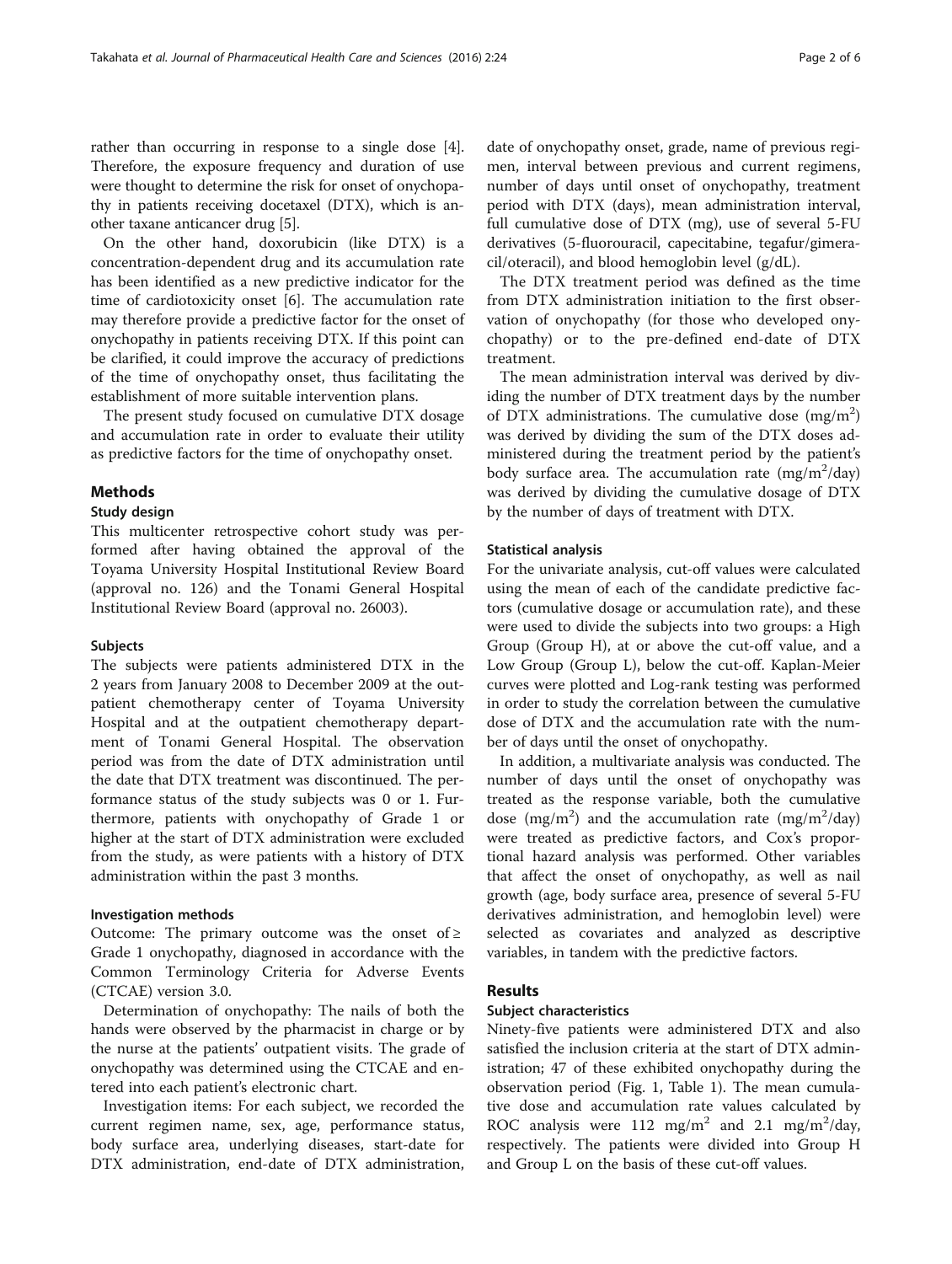rather than occurring in response to a single dose [4]. Therefore, the exposure frequency and duration of use were thought to determine the risk for onset of onychopathy in patients receiving docetaxel (DTX), which is another taxane anticancer drug [5].

On the other hand, doxorubicin (like DTX) is a concentration-dependent drug and its accumulation rate has been identified as a new predictive indicator for the time of cardiotoxicity onset [6]. The accumulation rate may therefore provide a predictive factor for the onset of onychopathy in patients receiving DTX. If this point can be clarified, it could improve the accuracy of predictions of the time of onychopathy onset, thus facilitating the establishment of more suitable intervention plans.

The present study focused on cumulative DTX dosage and accumulation rate in order to evaluate their utility as predictive factors for the time of onychopathy onset.

## Methods

### Study design

This multicenter retrospective cohort study was performed after having obtained the approval of the Toyama University Hospital Institutional Review Board (approval no. 126) and the Tonami General Hospital Institutional Review Board (approval no. 26003).

### Subjects

The subjects were patients administered DTX in the 2 years from January 2008 to December 2009 at the outpatient chemotherapy center of Toyama University Hospital and at the outpatient chemotherapy department of Tonami General Hospital. The observation period was from the date of DTX administration until the date that DTX treatment was discontinued. The performance status of the study subjects was 0 or 1. Furthermore, patients with onychopathy of Grade 1 or higher at the start of DTX administration were excluded from the study, as were patients with a history of DTX administration within the past 3 months.

#### Investigation methods

Outcome: The primary outcome was the onset of ≥ Grade 1 onychopathy, diagnosed in accordance with the Common Terminology Criteria for Adverse Events (CTCAE) version 3.0.

Determination of onychopathy: The nails of both the hands were observed by the pharmacist in charge or by the nurse at the patients' outpatient visits. The grade of onychopathy was determined using the CTCAE and entered into each patient's electronic chart.

Investigation items: For each subject, we recorded the current regimen name, sex, age, performance status, body surface area, underlying diseases, start-date for DTX administration, end-date of DTX administration, date of onychopathy onset, grade, name of previous regimen, interval between previous and current regimens, number of days until onset of onychopathy, treatment period with DTX (days), mean administration interval, full cumulative dose of DTX (mg), use of several 5-FU derivatives (5-fluorouracil, capecitabine, tegafur/gimeracil/oteracil), and blood hemoglobin level (g/dL).

The DTX treatment period was defined as the time from DTX administration initiation to the first observation of onychopathy (for those who developed onychopathy) or to the pre-defined end-date of DTX treatment.

The mean administration interval was derived by dividing the number of DTX treatment days by the number of DTX administrations. The cumulative dose ($mg/m^2$) was derived by dividing the sum of the DTX doses administered during the treatment period by the patient's body surface area. The accumulation rate ($mg/m^2/day$) was derived by dividing the cumulative dosage of DTX by the number of days of treatment with DTX.

### Statistical analysis

For the univariate analysis, cut-off values were calculated using the mean of each of the candidate predictive factors (cumulative dosage or accumulation rate), and these were used to divide the subjects into two groups: a High Group (Group H), at or above the cut-off value, and a Low Group (Group L), below the cut-off. Kaplan-Meier curves were plotted and Log-rank testing was performed in order to study the correlation between the cumulative dose of DTX and the accumulation rate with the number of days until the onset of onychopathy.

In addition, a multivariate analysis was conducted. The number of days until the onset of onychopathy was treated as the response variable, both the cumulative dose ($mg/m^2$) and the accumulation rate ($mg/m^2/day$) were treated as predictive factors, and Cox's proportional hazard analysis was performed. Other variables that affect the onset of onychopathy, as well as nail growth (age, body surface area, presence of several 5-FU derivatives administration, and hemoglobin level) were selected as covariates and analyzed as descriptive variables, in tandem with the predictive factors.

## Results

### Subject characteristics

Ninety-five patients were administered DTX and also satisfied the inclusion criteria at the start of DTX administration; 47 of these exhibited onychopathy during the observation period (Fig. 1, Table 1). The mean cumulative dose and accumulation rate values calculated by ROC analysis were 112 $mg/m^2$ and 2.1 $mg/m^2/day$, respectively. The patients were divided into Group H and Group L on the basis of these cut-off values.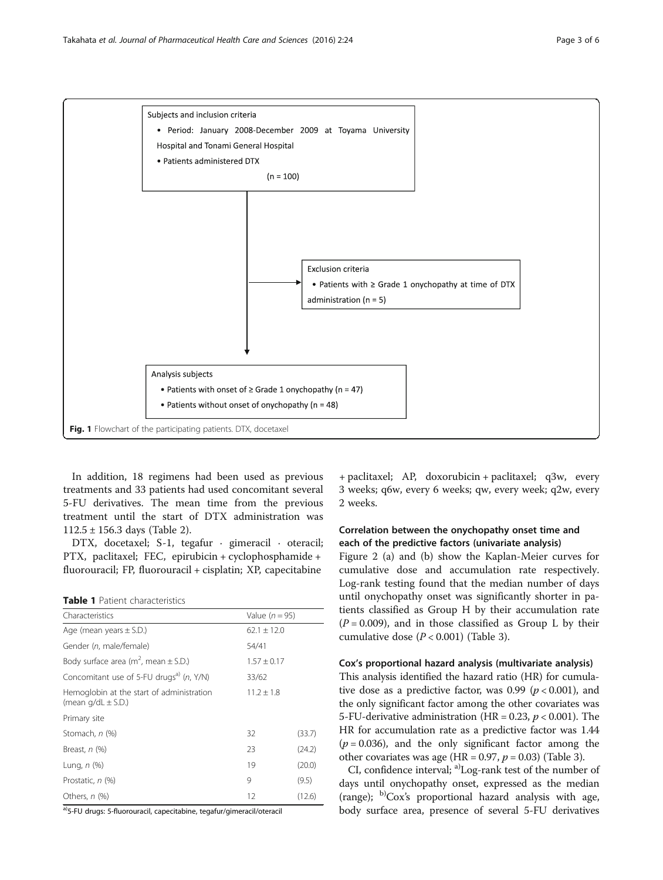Subjects and inclusion criteria

- Period: January 2008-December 2009 at Toyama University Hospital and Tonami General Hospital
- Patients administered DTX

(n = 100)

Exclusion criteria

- Patients with ≥ Grade 1 onychopathy at time of DTX administration (n = 5)

Analysis subjects

- Patients with onset of ≥ Grade 1 onychopathy (n = 47)
- Patients without onset of onychopathy (n = 48)

**Fig. 1** Flowchart of the participating patients. DTX, docetaxel

In addition, 18 regimens had been used as previous treatments and 33 patients had used concomitant several 5-FU derivatives. The mean time from the previous treatment until the start of DTX administration was 112.5 ± 156.3 days (Table 2).

DTX, docetaxel; S-1, tegafur · gimeracil · oteracil; PTX, paclitaxel; FEC, epirubicin + cyclophosphamide + fluorouracil; FP, fluorouracil + cisplatin; XP, capecitabine + paclitaxel; AP, doxorubicin + paclitaxel; q3w, every 3 weeks; q6w, every 6 weeks; qw, every week; q2w, every 2 weeks.

**Table 1** Patient characteristics

| Characteristics | Value (*n* = 95) | |
|---|---|---|
| Age (mean years ± S.D.) | 62.1 ± 12.0 | |
| Gender (*n*, male/female) | 54/41 | |
| Body surface area ($m^2$, mean ± S.D.) | 1.57 ± 0.17 | |
| Concomitant use of 5-FU drugs[a] (*n*, Y/N) | 33/62 | |
| Hemoglobin at the start of administration (mean g/dL ± S.D.) | 11.2 ± 1.8 | |
| Primary site | | |
| Stomach, *n* (%) | 32 | (33.7) |
| Breast, *n* (%) | 23 | (24.2) |
| Lung, *n* (%) | 19 | (20.0) |
| Prostatic, *n* (%) | 9 | (9.5) |
| Others, *n* (%) | 12 | (12.6) |

[a]5-FU drugs: 5-fluorouracil, capecitabine, tegafur/gimeracil/oteracil

### Correlation between the onychopathy onset time and each of the predictive factors (univariate analysis)

Figure 2 (a) and (b) show the Kaplan-Meier curves for cumulative dose and accumulation rate respectively. Log-rank testing found that the median number of days until onychopathy onset was significantly shorter in patients classified as Group H by their accumulation rate ($P = 0.009$), and in those classified as Group L by their cumulative dose ($P < 0.001$) (Table 3).

### Cox's proportional hazard analysis (multivariate analysis)

This analysis identified the hazard ratio (HR) for cumulative dose as a predictive factor, was 0.99 ($p < 0.001$), and the only significant factor among the other covariates was 5-FU-derivative administration (HR = 0.23, $p < 0.001$). The HR for accumulation rate as a predictive factor was 1.44 ($p = 0.036$), and the only significant factor among the other covariates was age (HR = 0.97, $p = 0.03$) (Table 3).

CI, confidence interval; [a]Log-rank test of the number of days until onychopathy onset, expressed as the median (range); [b]Cox's proportional hazard analysis with age, body surface area, presence of several 5-FU derivatives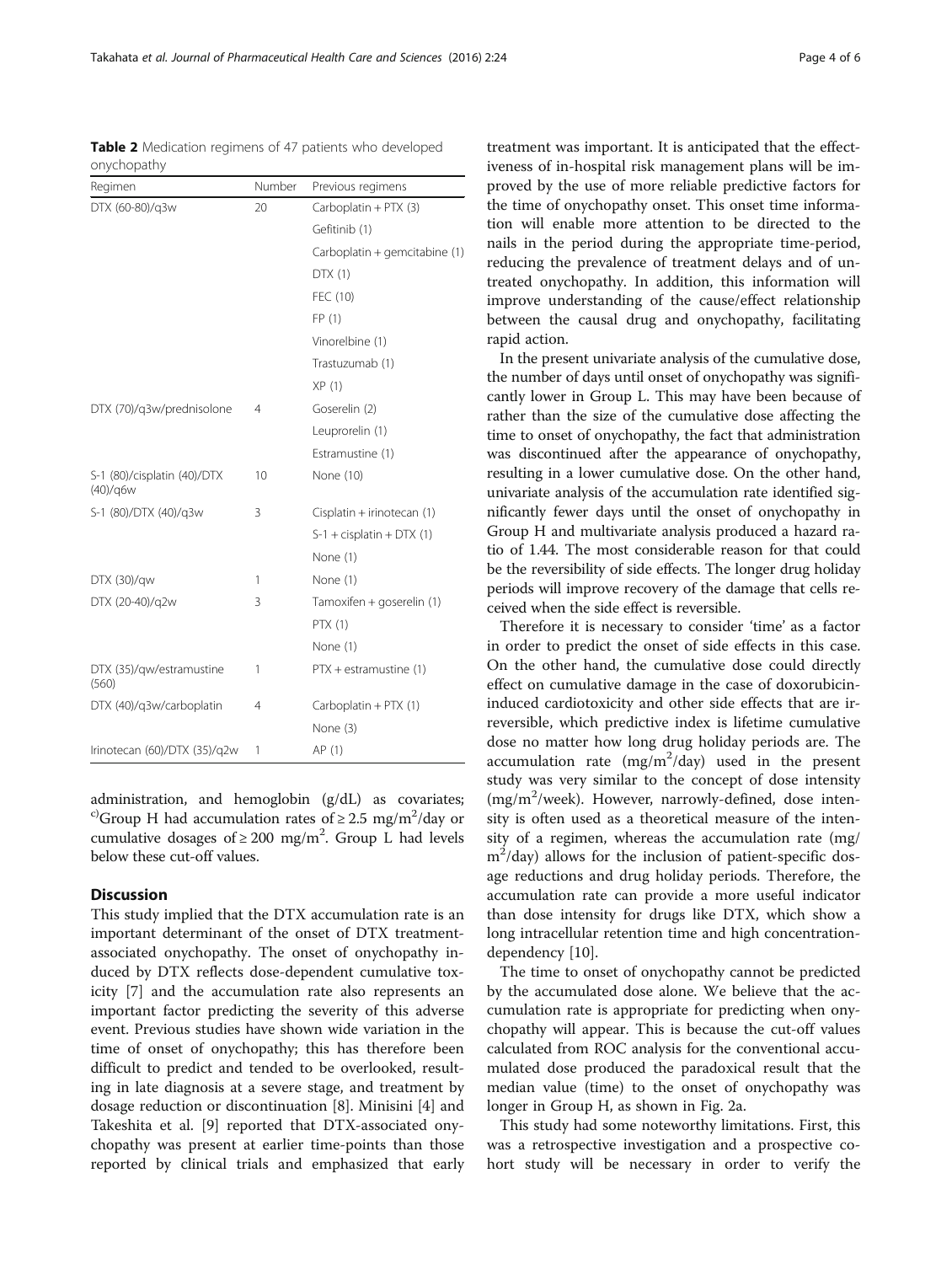**Table 2** Medication regimens of 47 patients who developed onychopathy

| Regimen | Number | Previous regimens |
|---|---|---|
| DTX (60-80)/q3w | 20 | Carboplatin + PTX (3) |
| | | Gefitinib (1) |
| | | Carboplatin + gemcitabine (1) |
| | | DTX (1) |
| | | FEC (10) |
| | | FP (1) |
| | | Vinorelbine (1) |
| | | Trastuzumab (1) |
| | | XP (1) |
| DTX (70)/q3w/prednisolone | 4 | Goserelin (2) |
| | | Leuprorelin (1) |
| | | Estramustine (1) |
| S-1 (80)/cisplatin (40)/DTX (40)/q6w | 10 | None (10) |
| S-1 (80)/DTX (40)/q3w | 3 | Cisplatin + irinotecan (1) |
| | | S-1 + cisplatin + DTX (1) |
| | | None (1) |
| DTX (30)/qw | 1 | None (1) |
| DTX (20-40)/q2w | 3 | Tamoxifen + goserelin (1) |
| | | PTX (1) |
| | | None (1) |
| DTX (35)/qw/estramustine (560) | 1 | PTX + estramustine (1) |
| DTX (40)/q3w/carboplatin | 4 | Carboplatin + PTX (1) |
| | | None (3) |
| Irinotecan (60)/DTX (35)/q2w | 1 | AP (1) |

administration, and hemoglobin (g/dL) as covariates; [c]Group H had accumulation rates of ≥ 2.5 mg/m$^2$/day or cumulative dosages of ≥ 200 mg/m$^2$. Group L had levels below these cut-off values.

## Discussion

This study implied that the DTX accumulation rate is an important determinant of the onset of DTX treatment-associated onychopathy. The onset of onychopathy induced by DTX reflects dose-dependent cumulative toxicity [7] and the accumulation rate also represents an important factor predicting the severity of this adverse event. Previous studies have shown wide variation in the time of onset of onychopathy; this has therefore been difficult to predict and tended to be overlooked, resulting in late diagnosis at a severe stage, and treatment by dosage reduction or discontinuation [8]. Minisini [4] and Takeshita et al. [9] reported that DTX-associated onychopathy was present at earlier time-points than those reported by clinical trials and emphasized that early treatment was important. It is anticipated that the effectiveness of in-hospital risk management plans will be improved by the use of more reliable predictive factors for the time of onychopathy onset. This onset time information will enable more attention to be directed to the nails in the period during the appropriate time-period, reducing the prevalence of treatment delays and of untreated onychopathy. In addition, this information will improve understanding of the cause/effect relationship between the causal drug and onychopathy, facilitating rapid action.

In the present univariate analysis of the cumulative dose, the number of days until onset of onychopathy was significantly lower in Group L. This may have been because of rather than the size of the cumulative dose affecting the time to onset of onychopathy, the fact that administration was discontinued after the appearance of onychopathy, resulting in a lower cumulative dose. On the other hand, univariate analysis of the accumulation rate identified significantly fewer days until the onset of onychopathy in Group H and multivariate analysis produced a hazard ratio of 1.44. The most considerable reason for that could be the reversibility of side effects. The longer drug holiday periods will improve recovery of the damage that cells received when the side effect is reversible.

Therefore it is necessary to consider 'time' as a factor in order to predict the onset of side effects in this case. On the other hand, the cumulative dose could directly effect on cumulative damage in the case of doxorubicin-induced cardiotoxicity and other side effects that are irreversible, which predictive index is lifetime cumulative dose no matter how long drug holiday periods are. The accumulation rate (mg/m$^2$/day) used in the present study was very similar to the concept of dose intensity (mg/m$^2$/week). However, narrowly-defined, dose intensity is often used as a theoretical measure of the intensity of a regimen, whereas the accumulation rate (mg/m$^2$/day) allows for the inclusion of patient-specific dosage reductions and drug holiday periods. Therefore, the accumulation rate can provide a more useful indicator than dose intensity for drugs like DTX, which show a long intracellular retention time and high concentration-dependency [10].

The time to onset of onychopathy cannot be predicted by the accumulated dose alone. We believe that the accumulation rate is appropriate for predicting when onychopathy will appear. This is because the cut-off values calculated from ROC analysis for the conventional accumulated dose produced the paradoxical result that the median value (time) to the onset of onychopathy was longer in Group H, as shown in Fig. 2a.

This study had some noteworthy limitations. First, this was a retrospective investigation and a prospective cohort study will be necessary in order to verify the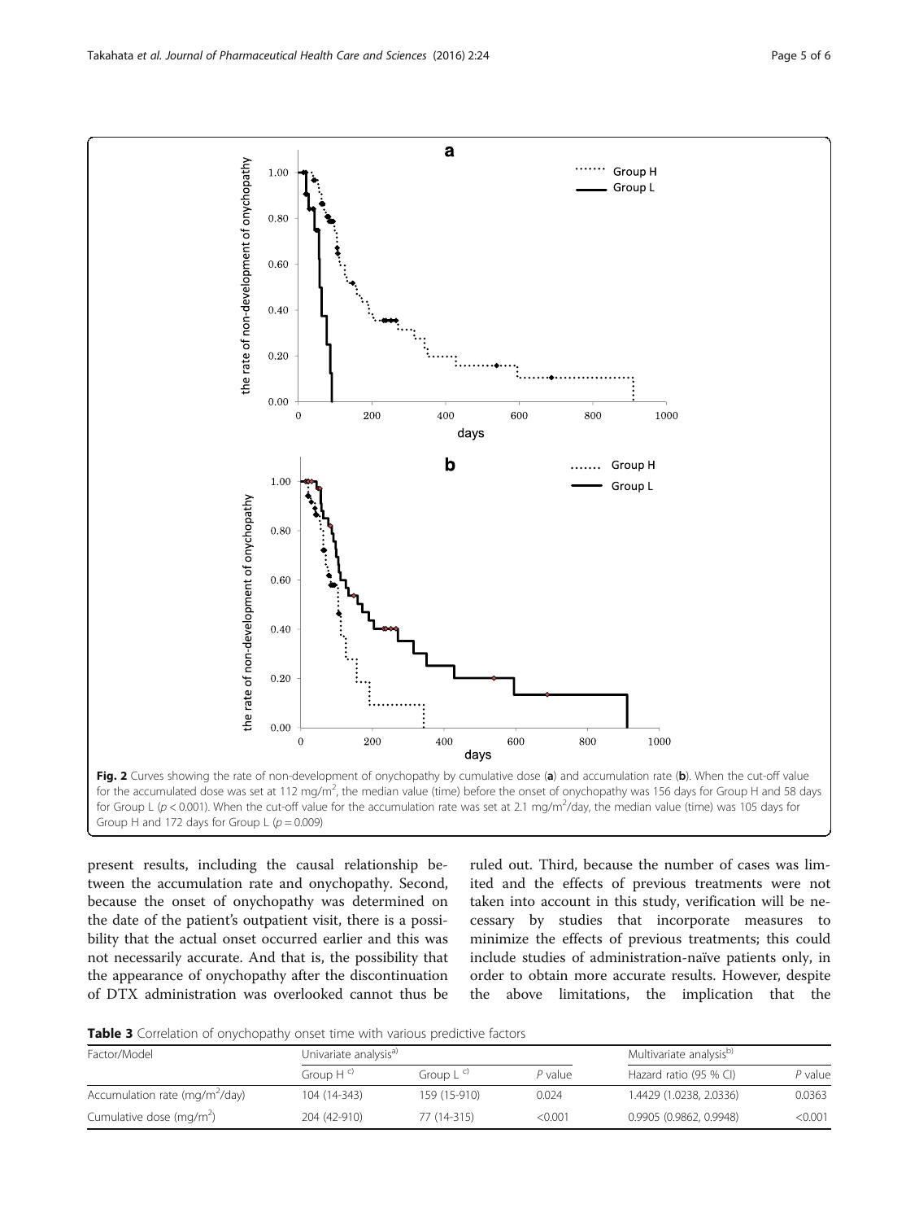Fig. 2 Curves showing the rate of non-development of onychopathy by cumulative dose (**a**) and accumulation rate (**b**). When the cut-off value for the accumulated dose was set at 112 mg/m$^2$, the median value (time) before the onset of onychopathy was 156 days for Group H and 58 days for Group L ($p < 0.001$). When the cut-off value for the accumulation rate was set at 2.1 mg/m$^2$/day, the median value (time) was 105 days for Group H and 172 days for Group L ($p = 0.009$)

present results, including the causal relationship between the accumulation rate and onychopathy. Second, because the onset of onychopathy was determined on the date of the patient's outpatient visit, there is a possibility that the actual onset occurred earlier and this was not necessarily accurate. And that is, the possibility that the appearance of onychopathy after the discontinuation of DTX administration was overlooked cannot thus be ruled out. Third, because the number of cases was limited and the effects of previous treatments were not taken into account in this study, verification will be necessary by studies that incorporate measures to minimize the effects of previous treatments; this could include studies of administration-naïve patients only, in order to obtain more accurate results. However, despite the above limitations, the implication that the

**Table 3** Correlation of onychopathy onset time with various predictive factors

| Factor/Model | Univariate analysis[a] | | | Multivariate analysis[b] | |
|---|---|---|---|---|---|
| | Group H [c] | Group L [c] | *P* value | Hazard ratio (95 % CI) | *P* value |
| Accumulation rate (mg/m$^2$/day) | 104 (14-343) | 159 (15-910) | 0.024 | 1.4429 (1.0238, 2.0336) | 0.0363 |
| Cumulative dose (mg/m$^2$) | 204 (42-910) | 77 (14-315) | <0.001 | 0.9905 (0.9862, 0.9948) | <0.001 |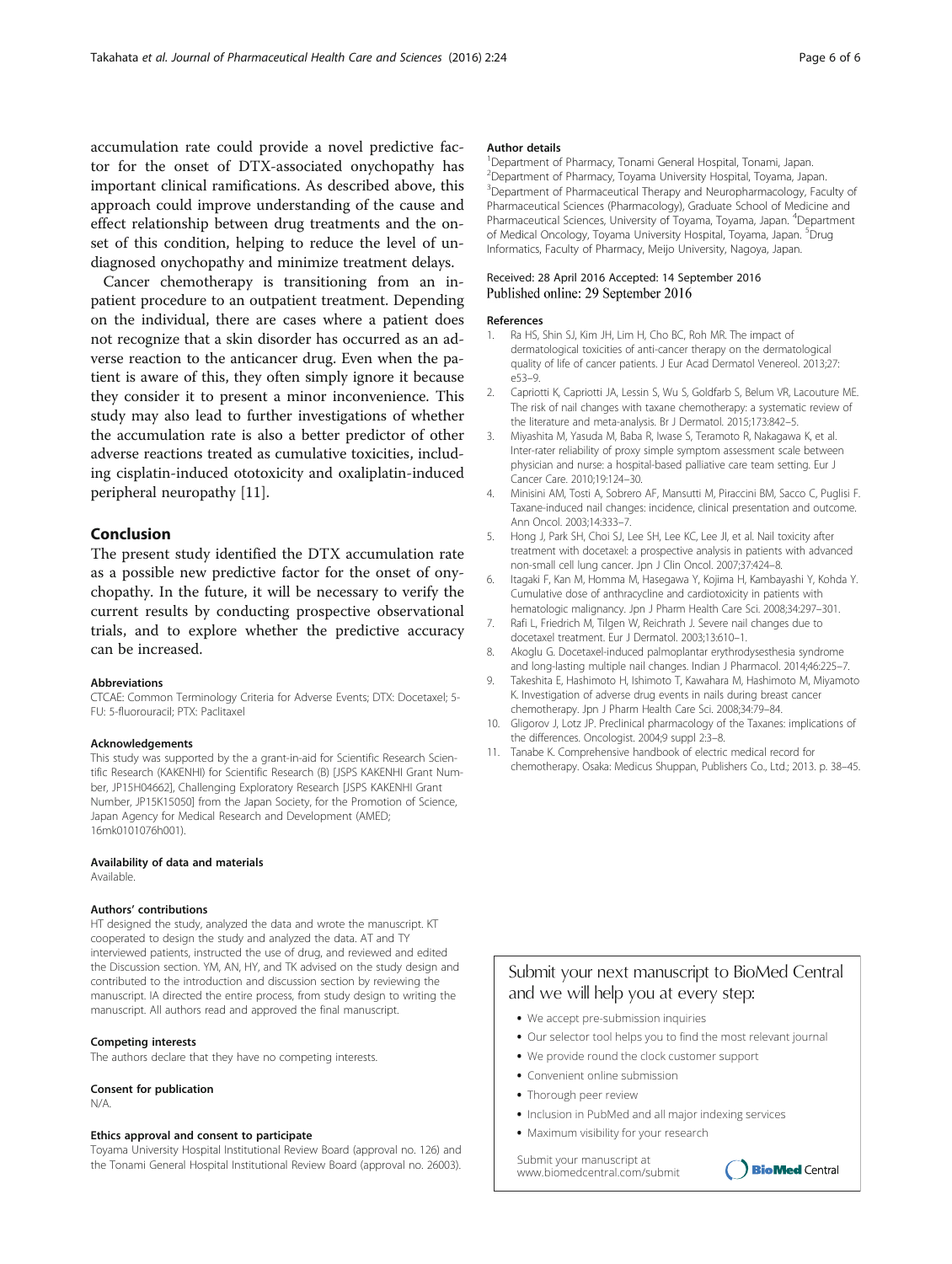accumulation rate could provide a novel predictive factor for the onset of DTX-associated onychopathy has important clinical ramifications. As described above, this approach could improve understanding of the cause and effect relationship between drug treatments and the onset of this condition, helping to reduce the level of undiagnosed onychopathy and minimize treatment delays.

Cancer chemotherapy is transitioning from an inpatient procedure to an outpatient treatment. Depending on the individual, there are cases where a patient does not recognize that a skin disorder has occurred as an adverse reaction to the anticancer drug. Even when the patient is aware of this, they often simply ignore it because they consider it to present a minor inconvenience. This study may also lead to further investigations of whether the accumulation rate is also a better predictor of other adverse reactions treated as cumulative toxicities, including cisplatin-induced ototoxicity and oxaliplatin-induced peripheral neuropathy [11].

## Conclusion

The present study identified the DTX accumulation rate as a possible new predictive factor for the onset of onychopathy. In the future, it will be necessary to verify the current results by conducting prospective observational trials, and to explore whether the predictive accuracy can be increased.

#### Abbreviations

CTCAE: Common Terminology Criteria for Adverse Events; DTX: Docetaxel; 5-FU: 5-fluorouracil; PTX: Paclitaxel

#### Acknowledgements

This study was supported by the a grant-in-aid for Scientific Research Scientific Research (KAKENHI) for Scientific Research (B) [JSPS KAKENHI Grant Number, JP15H04662], Challenging Exploratory Research [JSPS KAKENHI Grant Number, JP15K15050] from the Japan Society, for the Promotion of Science, Japan Agency for Medical Research and Development (AMED; 16mk0101076h001).

#### Availability of data and materials

Available.

#### Authors' contributions

HT designed the study, analyzed the data and wrote the manuscript. KT cooperated to design the study and analyzed the data. AT and TY interviewed patients, instructed the use of drug, and reviewed and edited the Discussion section. YM, AN, HY, and TK advised on the study design and contributed to the introduction and discussion section by reviewing the manuscript. IA directed the entire process, from study design to writing the manuscript. All authors read and approved the final manuscript.

#### Competing interests

The authors declare that they have no competing interests.

#### Consent for publication

N/A.

#### Ethics approval and consent to participate

Toyama University Hospital Institutional Review Board (approval no. 126) and the Tonami General Hospital Institutional Review Board (approval no. 26003).

#### Author details

[1]Department of Pharmacy, Tonami General Hospital, Tonami, Japan. [2]Department of Pharmacy, Toyama University Hospital, Toyama, Japan. [3]Department of Pharmaceutical Therapy and Neuropharmacology, Faculty of Pharmaceutical Sciences (Pharmacology), Graduate School of Medicine and Pharmaceutical Sciences, University of Toyama, Toyama, Japan. [4]Department of Medical Oncology, Toyama University Hospital, Toyama, Japan. [5]Drug Informatics, Faculty of Pharmacy, Meijo University, Nagoya, Japan.

Received: 28 April 2016 Accepted: 14 September 2016
Published online: 29 September 2016

#### References

1. Ra HS, Shin SJ, Kim JH, Lim H, Cho BC, Roh MR. The impact of dermatological toxicities of anti-cancer therapy on the dermatological quality of life of cancer patients. J Eur Acad Dermatol Venereol. 2013;27:e53–9.
2. Capriotti K, Capriotti JA, Lessin S, Wu S, Goldfarb S, Belum VR, Lacouture ME. The risk of nail changes with taxane chemotherapy: a systematic review of the literature and meta-analysis. Br J Dermatol. 2015;173:842–5.
3. Miyashita M, Yasuda M, Baba R, Iwase S, Teramoto R, Nakagawa K, et al. Inter-rater reliability of proxy simple symptom assessment scale between physician and nurse: a hospital-based palliative care team setting. Eur J Cancer Care. 2010;19:124–30.
4. Minisini AM, Tosti A, Sobrero AF, Mansutti M, Piraccini BM, Sacco C, Puglisi F. Taxane-induced nail changes: incidence, clinical presentation and outcome. Ann Oncol. 2003;14:333–7.
5. Hong J, Park SH, Choi SJ, Lee SH, Lee KC, Lee JI, et al. Nail toxicity after treatment with docetaxel: a prospective analysis in patients with advanced non-small cell lung cancer. Jpn J Clin Oncol. 2007;37:424–8.
6. Itagaki F, Kan M, Homma M, Hasegawa Y, Kojima H, Kambayashi Y, Kohda Y. Cumulative dose of anthracycline and cardiotoxicity in patients with hematologic malignancy. Jpn J Pharm Health Care Sci. 2008;34:297–301.
7. Rafi L, Friedrich M, Tilgen W, Reichrath J. Severe nail changes due to docetaxel treatment. Eur J Dermatol. 2003;13:610–1.
8. Akoglu G. Docetaxel-induced palmoplantar erythrodysesthesia syndrome and long-lasting multiple nail changes. Indian J Pharmacol. 2014;46:225–7.
9. Takeshita E, Hashimoto H, Ishimoto T, Kawahara M, Hashimoto M, Miyamoto K. Investigation of adverse drug events in nails during breast cancer chemotherapy. Jpn J Pharm Health Care Sci. 2008;34:79–84.
10. Gligorov J, Lotz JP. Preclinical pharmacology of the Taxanes: implications of the differences. Oncologist. 2004;9 suppl 2:3–8.
11. Tanabe K. Comprehensive handbook of electric medical record for chemotherapy. Osaka: Medicus Shuppan, Publishers Co., Ltd.; 2013. p. 38–45.

Submit your next manuscript to BioMed Central and we will help you at every step:

- We accept pre-submission inquiries
- Our selector tool helps you to find the most relevant journal
- We provide round the clock customer support
- Convenient online submission
- Thorough peer review
- Inclusion in PubMed and all major indexing services
- Maximum visibility for your research

Submit your manuscript at
www.biomedcentral.com/submit

BioMed Central